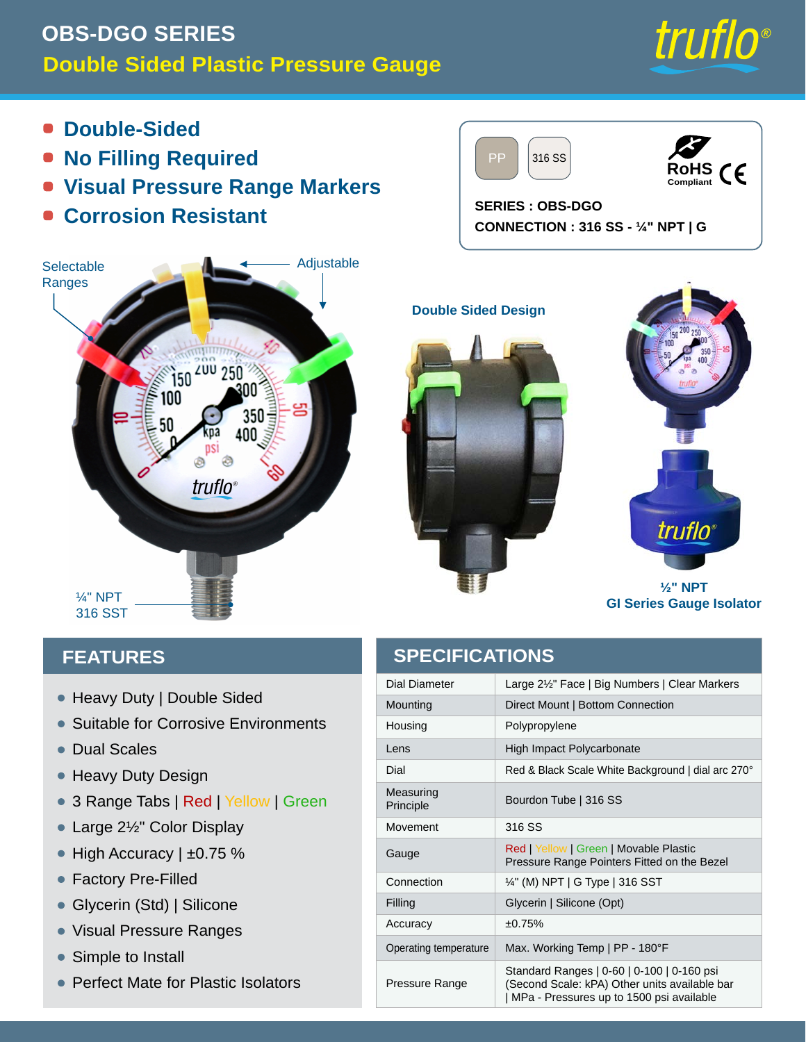# OBS-DGO SERIES

## Double Sided Plastic Pressure Gauge

truflo®

- Double-Sided
- No Filling Required
- Visual Pressure Range Markers
- Corrosion Resistant

PP | 316 SS

RoHS Compliant CE

**SERIES : OBS-DGO**

**CONNECTION : 316 SS - ¼" NPT | G**

Selectable Ranges

Adjustable

¼" NPT 316 SST

Double Sided Design

½" NPT GI Series Gauge Isolator

## FEATURES

- Heavy Duty | Double Sided
- Suitable for Corrosive Environments
- Dual Scales
- Heavy Duty Design
- 3 Range Tabs | Red | Yellow | Green
- Large 2½" Color Display
- High Accuracy | ±0.75 %
- Factory Pre-Filled
- Glycerin (Std) | Silicone
- Visual Pressure Ranges
- Simple to Install
- Perfect Mate for Plastic Isolators

## SPECIFICATIONS

| | |
|---|---|
| Dial Diameter | Large 2½" Face \| Big Numbers \| Clear Markers |
| Mounting | Direct Mount \| Bottom Connection |
| Housing | Polypropylene |
| Lens | High Impact Polycarbonate |
| Dial | Red & Black Scale White Background \| dial arc 270° |
| Measuring Principle | Bourdon Tube \| 316 SS |
| Movement | 316 SS |
| Gauge | Red \| Yellow \| Green \| Movable Plastic Pressure Range Pointers Fitted on the Bezel |
| Connection | ¼" (M) NPT \| G Type \| 316 SST |
| Filling | Glycerin \| Silicone (Opt) |
| Accuracy | ±0.75% |
| Operating temperature | Max. Working Temp \| PP - 180°F |
| Pressure Range | Standard Ranges \| 0-60 \| 0-100 \| 0-160 psi (Second Scale: kPA) Other units available bar \| MPa - Pressures up to 1500 psi available |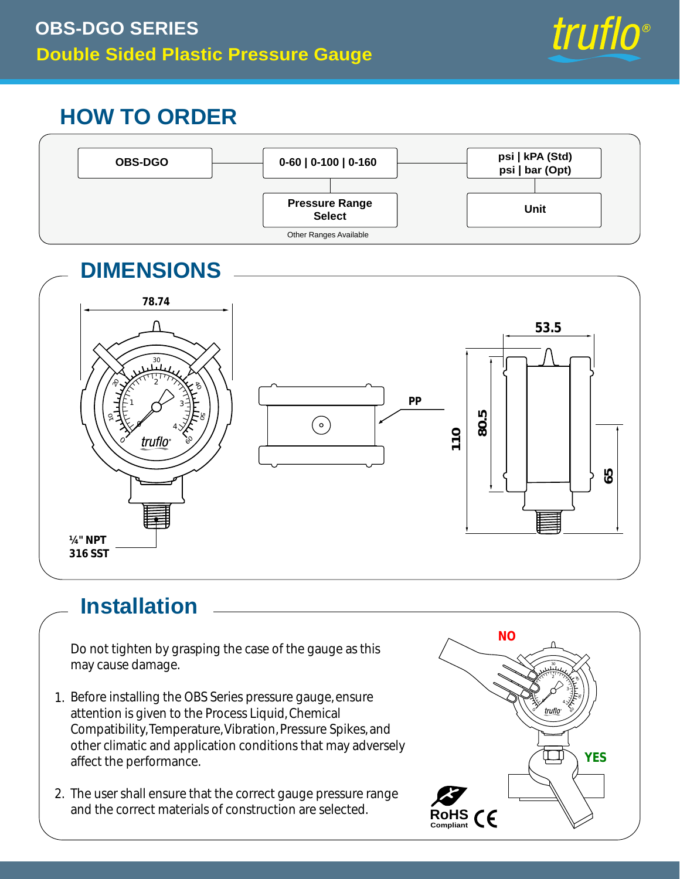# OBS-DGO SERIES

## Double Sided Plastic Pressure Gauge

truflo®

## HOW TO ORDER

OBS-DGO — 0-60 | 0-100 | 0-160 — psi | kPA (Std) psi | bar (Opt)

Pressure Range Select

Other Ranges Available

Unit

## DIMENSIONS

78.74

PP

53.5

110

80.5

65

¼" NPT
316 SST

## Installation

Do not tighten by grasping the case of the gauge as this may cause damage.

1. Before installing the OBS Series pressure gauge, ensure attention is given to the Process Liquid, Chemical Compatibility, Temperature, Vibration, Pressure Spikes, and other climatic and application conditions that may adversely affect the performance.
2. The user shall ensure that the correct gauge pressure range and the correct materials of construction are selected.

NO

YES

RoHS Compliant CE